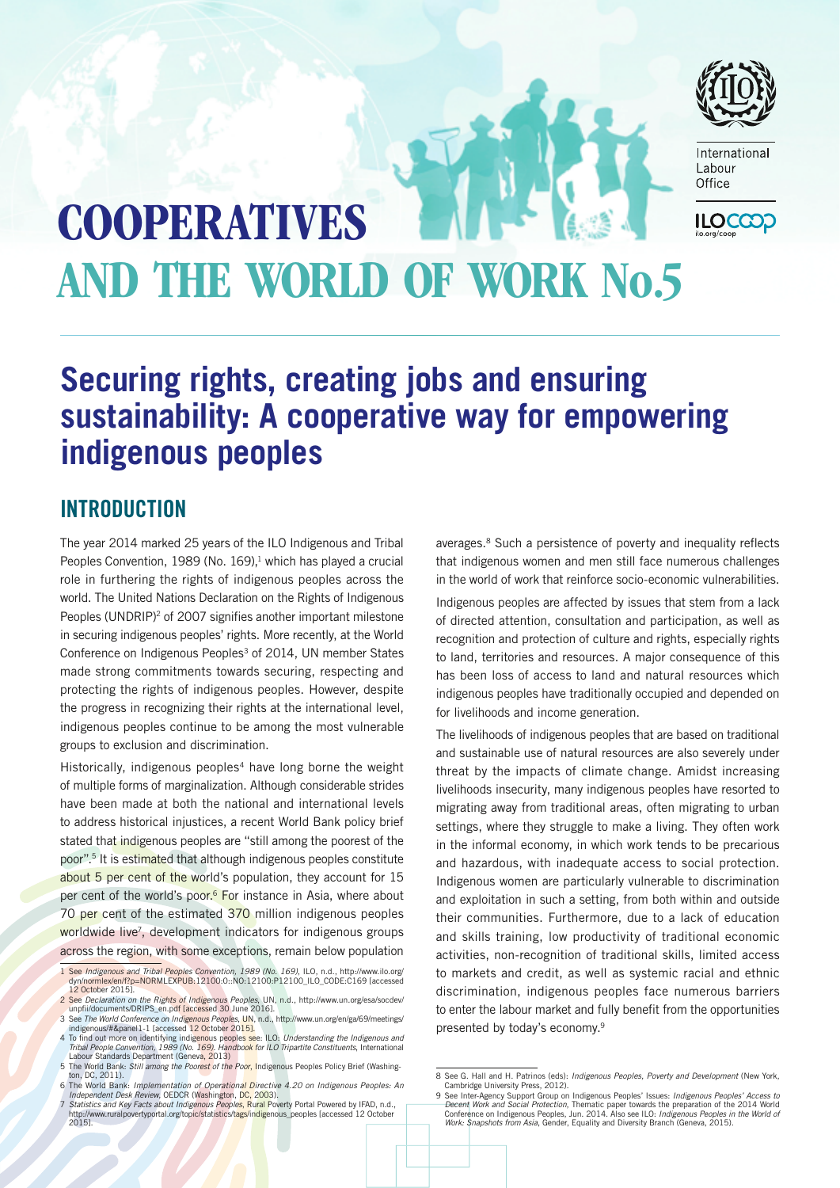International Labour Office

# COOPERATIVES AND THE WORLD OF WORK No.5

## Securing rights, creating jobs and ensuring sustainability: A cooperative way for empowering indigenous peoples

### INTRODUCTION

The year 2014 marked 25 years of the ILO Indigenous and Tribal Peoples Convention, 1989 (No. 169),[1] which has played a crucial role in furthering the rights of indigenous peoples across the world. The United Nations Declaration on the Rights of Indigenous Peoples (UNDRIP)[2] of 2007 signifies another important milestone in securing indigenous peoples' rights. More recently, at the World Conference on Indigenous Peoples[3] of 2014, UN member States made strong commitments towards securing, respecting and protecting the rights of indigenous peoples. However, despite the progress in recognizing their rights at the international level, indigenous peoples continue to be among the most vulnerable groups to exclusion and discrimination.

Historically, indigenous peoples[4] have long borne the weight of multiple forms of marginalization. Although considerable strides have been made at both the national and international levels to address historical injustices, a recent World Bank policy brief stated that indigenous peoples are "still among the poorest of the poor".[5] It is estimated that although indigenous peoples constitute about 5 per cent of the world's population, they account for 15 per cent of the world's poor.[6] For instance in Asia, where about 70 per cent of the estimated 370 million indigenous peoples worldwide live[7], development indicators for indigenous groups across the region, with some exceptions, remain below population averages.[8] Such a persistence of poverty and inequality reflects that indigenous women and men still face numerous challenges in the world of work that reinforce socio-economic vulnerabilities.

Indigenous peoples are affected by issues that stem from a lack of directed attention, consultation and participation, as well as recognition and protection of culture and rights, especially rights to land, territories and resources. A major consequence of this has been loss of access to land and natural resources which indigenous peoples have traditionally occupied and depended on for livelihoods and income generation.

The livelihoods of indigenous peoples that are based on traditional and sustainable use of natural resources are also severely under threat by the impacts of climate change. Amidst increasing livelihoods insecurity, many indigenous peoples have resorted to migrating away from traditional areas, often migrating to urban settings, where they struggle to make a living. They often work in the informal economy, in which work tends to be precarious and hazardous, with inadequate access to social protection. Indigenous women are particularly vulnerable to discrimination and exploitation in such a setting, from both within and outside their communities. Furthermore, due to a lack of education and skills training, low productivity of traditional economic activities, non-recognition of traditional skills, limited access to markets and credit, as well as systemic racial and ethnic discrimination, indigenous peoples face numerous barriers to enter the labour market and fully benefit from the opportunities presented by today's economy.[9]

---

1 See *Indigenous and Tribal Peoples Convention, 1989 (No. 169)*, ILO, n.d., http://www.ilo.org/dyn/normlex/en/f?p=NORMLEXPUB:12100:0::NO:12100:P12100_ILO_CODE:C169 [accessed 12 October 2015].

2 See *Declaration on the Rights of Indigenous Peoples*, UN, n.d., http://www.un.org/esa/socdev/unpfii/documents/DRIPS_en.pdf [accessed 30 June 2016].

3 See *The World Conference on Indigenous Peoples*, UN, n.d., http://www.un.org/en/ga/69/meetings/indigenous/#&panel1-1 [accessed 12 October 2015].

4 To find out more on identifying indigenous peoples see: ILO: *Understanding the Indigenous and Tribal People Convention, 1989 (No. 169). Handbook for ILO Tripartite Constituents*, International Labour Standards Department (Geneva, 2013)

5 The World Bank: *Still among the Poorest of the Poor*, Indigenous Peoples Policy Brief (Washington, DC, 2011).

6 The World Bank: *Implementation of Operational Directive 4.20 on Indigenous Peoples: An Independent Desk Review*, OEDCR (Washington, DC, 2003).

7 *Statistics and Key Facts about Indigenous Peoples*, Rural Poverty Portal Powered by IFAD, n.d., http://www.ruralpovertyportal.org/topic/statistics/tags/indigenous_peoples [accessed 12 October 2015].

8 See G. Hall and H. Patrinos (eds): *Indigenous Peoples, Poverty and Development* (New York, Cambridge University Press, 2012).

9 See Inter-Agency Support Group on Indigenous Peoples' Issues: *Indigenous Peoples' Access to Decent Work and Social Protection*, Thematic paper towards the preparation of the 2014 World Conference on Indigenous Peoples, Jun. 2014. Also see ILO: *Indigenous Peoples in the World of Work: Snapshots from Asia*, Gender, Equality and Diversity Branch (Geneva, 2015).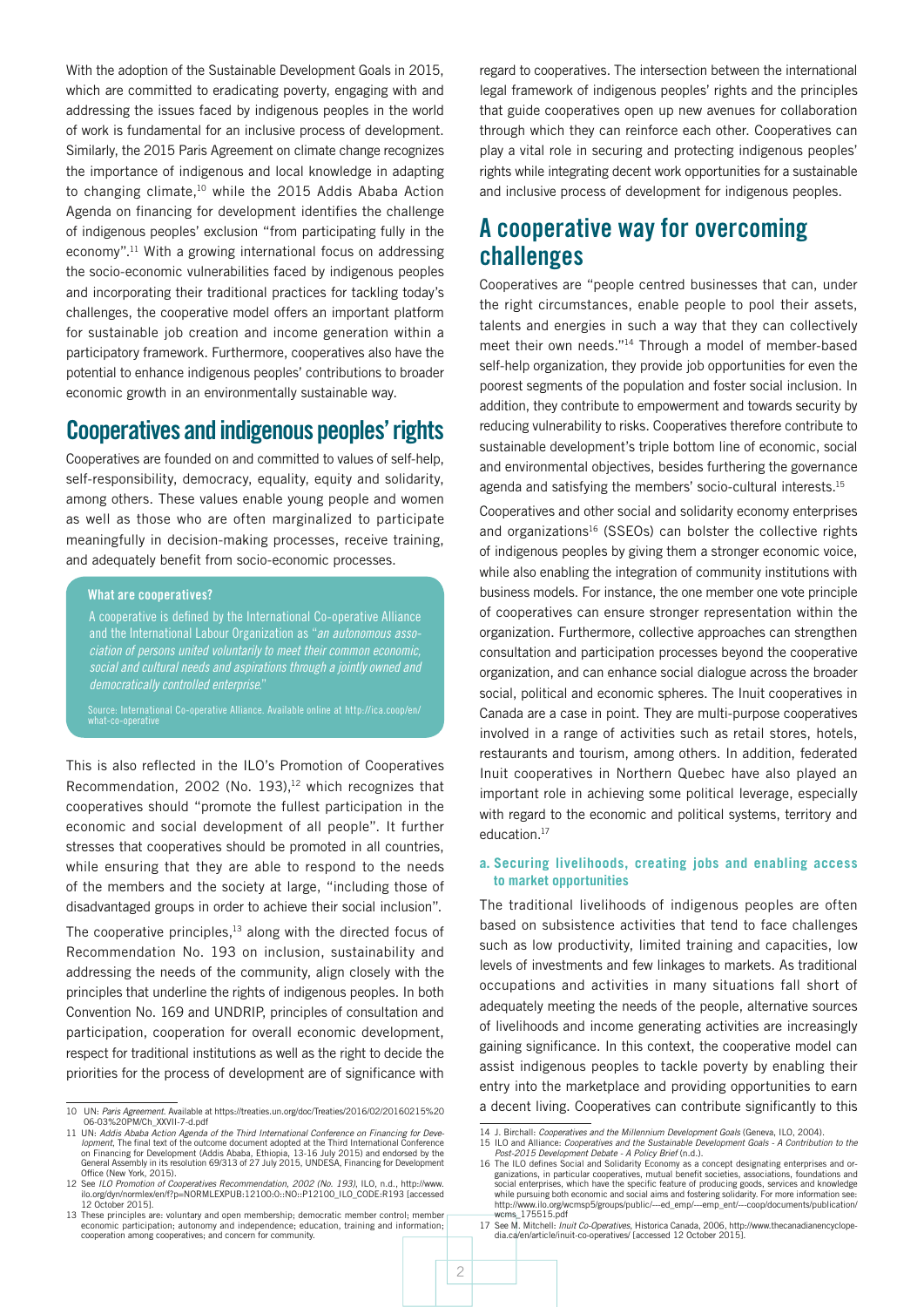With the adoption of the Sustainable Development Goals in 2015, which are committed to eradicating poverty, engaging with and addressing the issues faced by indigenous peoples in the world of work is fundamental for an inclusive process of development. Similarly, the 2015 Paris Agreement on climate change recognizes the importance of indigenous and local knowledge in adapting to changing climate,[10] while the 2015 Addis Ababa Action Agenda on financing for development identifies the challenge of indigenous peoples' exclusion "from participating fully in the economy".[11] With a growing international focus on addressing the socio-economic vulnerabilities faced by indigenous peoples and incorporating their traditional practices for tackling today's challenges, the cooperative model offers an important platform for sustainable job creation and income generation within a participatory framework. Furthermore, cooperatives also have the potential to enhance indigenous peoples' contributions to broader economic growth in an environmentally sustainable way.

## Cooperatives and indigenous peoples' rights

Cooperatives are founded on and committed to values of self-help, self-responsibility, democracy, equality, equity and solidarity, among others. These values enable young people and women as well as those who are often marginalized to participate meaningfully in decision-making processes, receive training, and adequately benefit from socio-economic processes.

> **What are cooperatives?**
>
> A cooperative is defined by the International Co-operative Alliance and the International Labour Organization as "*an autonomous association of persons united voluntarily to meet their common economic, social and cultural needs and aspirations through a jointly owned and democratically controlled enterprise.*"
>
> Source: International Co-operative Alliance. Available online at http://ica.coop/en/what-co-operative

This is also reflected in the ILO's Promotion of Cooperatives Recommendation, 2002 (No. 193),[12] which recognizes that cooperatives should "promote the fullest participation in the economic and social development of all people". It further stresses that cooperatives should be promoted in all countries, while ensuring that they are able to respond to the needs of the members and the society at large, "including those of disadvantaged groups in order to achieve their social inclusion".

The cooperative principles,[13] along with the directed focus of Recommendation No. 193 on inclusion, sustainability and addressing the needs of the community, align closely with the principles that underline the rights of indigenous peoples. In both Convention No. 169 and UNDRIP, principles of consultation and participation, cooperation for overall economic development, respect for traditional institutions as well as the right to decide the priorities for the process of development are of significance with regard to cooperatives. The intersection between the international legal framework of indigenous peoples' rights and the principles that guide cooperatives open up new avenues for collaboration through which they can reinforce each other. Cooperatives can play a vital role in securing and protecting indigenous peoples' rights while integrating decent work opportunities for a sustainable and inclusive process of development for indigenous peoples.

## A cooperative way for overcoming challenges

Cooperatives are "people centred businesses that can, under the right circumstances, enable people to pool their assets, talents and energies in such a way that they can collectively meet their own needs."[14] Through a model of member-based self-help organization, they provide job opportunities for even the poorest segments of the population and foster social inclusion. In addition, they contribute to empowerment and towards security by reducing vulnerability to risks. Cooperatives therefore contribute to sustainable development's triple bottom line of economic, social and environmental objectives, besides furthering the governance agenda and satisfying the members' socio-cultural interests.[15]

Cooperatives and other social and solidarity economy enterprises and organizations[16] (SSEOs) can bolster the collective rights of indigenous peoples by giving them a stronger economic voice, while also enabling the integration of community institutions with business models. For instance, the one member one vote principle of cooperatives can ensure stronger representation within the organization. Furthermore, collective approaches can strengthen consultation and participation processes beyond the cooperative organization, and can enhance social dialogue across the broader social, political and economic spheres. The Inuit cooperatives in Canada are a case in point. They are multi-purpose cooperatives involved in a range of activities such as retail stores, hotels, restaurants and tourism, among others. In addition, federated Inuit cooperatives in Northern Quebec have also played an important role in achieving some political leverage, especially with regard to the economic and political systems, territory and education.[17]

### a. Securing livelihoods, creating jobs and enabling access to market opportunities

The traditional livelihoods of indigenous peoples are often based on subsistence activities that tend to face challenges such as low productivity, limited training and capacities, low levels of investments and few linkages to markets. As traditional occupations and activities in many situations fall short of adequately meeting the needs of the people, alternative sources of livelihoods and income generating activities are increasingly gaining significance. In this context, the cooperative model can assist indigenous peoples to tackle poverty by enabling their entry into the marketplace and providing opportunities to earn a decent living. Cooperatives can contribute significantly to this

---

10 UN: *Paris Agreement*. Available at https://treaties.un.org/doc/Treaties/2016/02/20160215%2006-03%20PM/Ch_XXVII-7-d.pdf

11 UN: *Addis Ababa Action Agenda of the Third International Conference on Financing for Development*, The final text of the outcome document adopted at the Third International Conference on Financing for Development (Addis Ababa, Ethiopia, 13-16 July 2015) and endorsed by the General Assembly in its resolution 69/313 of 27 July 2015, UNDESA, Financing for Development Office (New York, 2015).

12 See *ILO Promotion of Cooperatives Recommendation, 2002 (No. 193)*, ILO, n.d., http://www.ilo.org/dyn/normlex/en/f?p=NORMLEXPUB:12100:0::NO::P12100_ILO_CODE:R193 [accessed 12 October 2015].

13 These principles are: voluntary and open membership; democratic member control; member economic participation; autonomy and independence; education, training and information; cooperation among cooperatives; and concern for community.

14 J. Birchall: *Cooperatives and the Millennium Development Goals* (Geneva, ILO, 2004).

15 ILO and Alliance: *Cooperatives and the Sustainable Development Goals - A Contribution to the Post-2015 Development Debate - A Policy Brief* (n.d.).

16 The ILO defines Social and Solidarity Economy as a concept designating enterprises and organizations, in particular cooperatives, mutual benefit societies, associations, foundations and social enterprises, which have the specific feature of producing goods, services and knowledge while pursuing both economic and social aims and fostering solidarity. For more information see: http://www.ilo.org/wcmsp5/groups/public/---ed_emp/---emp_ent/---coop/documents/publication/wcms_175515.pdf

17 See M. Mitchell: *Inuit Co-Operatives*, Historica Canada, 2006, http://www.thecanadianencyclopedia.ca/en/article/inuit-co-operatives/ [accessed 12 October 2015].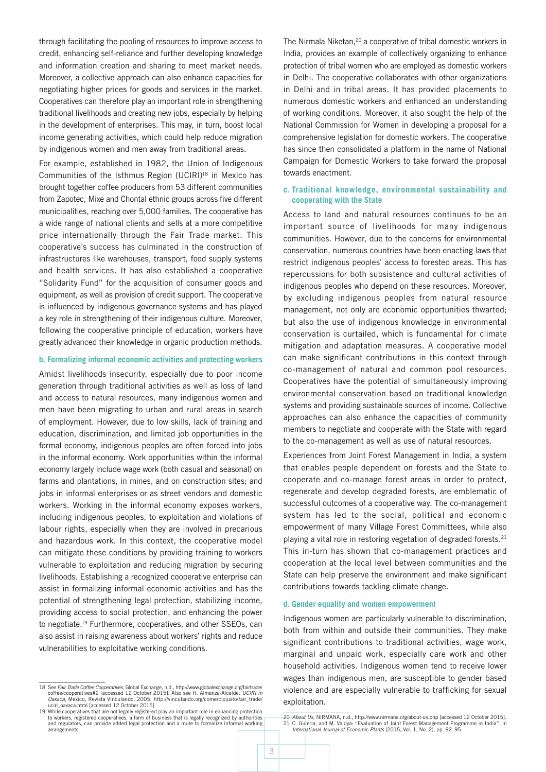through facilitating the pooling of resources to improve access to credit, enhancing self-reliance and further developing knowledge and information creation and sharing to meet market needs. Moreover, a collective approach can also enhance capacities for negotiating higher prices for goods and services in the market. Cooperatives can therefore play an important role in strengthening traditional livelihoods and creating new jobs, especially by helping in the development of enterprises. This may, in turn, boost local income generating activities, which could help reduce migration by indigenous women and men away from traditional areas.

For example, established in 1982, the Union of Indigenous Communities of the Isthmus Region (UCIRI)[18] in Mexico has brought together coffee producers from 53 different communities from Zapotec, Mixe and Chontal ethnic groups across five different municipalities, reaching over 5,000 families. The cooperative has a wide range of national clients and sells at a more competitive price internationally through the Fair Trade market. This cooperative's success has culminated in the construction of infrastructures like warehouses, transport, food supply systems and health services. It has also established a cooperative "Solidarity Fund" for the acquisition of consumer goods and equipment, as well as provision of credit support. The cooperative is influenced by indigenous governance systems and has played a key role in strengthening of their indigenous culture. Moreover, following the cooperative principle of education, workers have greatly advanced their knowledge in organic production methods.

### b. Formalizing informal economic activities and protecting workers

Amidst livelihoods insecurity, especially due to poor income generation through traditional activities as well as loss of land and access to natural resources, many indigenous women and men have been migrating to urban and rural areas in search of employment. However, due to low skills, lack of training and education, discrimination, and limited job opportunities in the formal economy, indigenous peoples are often forced into jobs in the informal economy. Work opportunities within the informal economy largely include wage work (both casual and seasonal) on farms and plantations, in mines, and on construction sites; and jobs in informal enterprises or as street vendors and domestic workers. Working in the informal economy exposes workers, including indigenous peoples, to exploitation and violations of labour rights, especially when they are involved in precarious and hazardous work. In this context, the cooperative model can mitigate these conditions by providing training to workers vulnerable to exploitation and reducing migration by securing livelihoods. Establishing a recognized cooperative enterprise can assist in formalizing informal economic activities and has the potential of strengthening legal protection, stabilizing income, providing access to social protection, and enhancing the power to negotiate.[19] Furthermore, cooperatives, and other SSEOs, can also assist in raising awareness about workers' rights and reduce vulnerabilities to exploitative working conditions.

The Nirmala Niketan,[20] a cooperative of tribal domestic workers in India, provides an example of collectively organizing to enhance protection of tribal women who are employed as domestic workers in Delhi. The cooperative collaborates with other organizations in Delhi and in tribal areas. It has provided placements to numerous domestic workers and enhanced an understanding of working conditions. Moreover, it also sought the help of the National Commission for Women in developing a proposal for a comprehensive legislation for domestic workers. The cooperative has since then consolidated a platform in the name of National Campaign for Domestic Workers to take forward the proposal towards enactment.

### c. Traditional knowledge, environmental sustainability and cooperating with the State

Access to land and natural resources continues to be an important source of livelihoods for many indigenous communities. However, due to the concerns for environmental conservation, numerous countries have been enacting laws that restrict indigenous peoples' access to forested areas. This has repercussions for both subsistence and cultural activities of indigenous peoples who depend on these resources. Moreover, by excluding indigenous peoples from natural resource management, not only are economic opportunities thwarted; but also the use of indigenous knowledge in environmental conservation is curtailed, which is fundamental for climate mitigation and adaptation measures. A cooperative model can make significant contributions in this context through co-management of natural and common pool resources. Cooperatives have the potential of simultaneously improving environmental conservation based on traditional knowledge systems and providing sustainable sources of income. Collective approaches can also enhance the capacities of community members to negotiate and cooperate with the State with regard to the co-management as well as use of natural resources.

Experiences from Joint Forest Management in India, a system that enables people dependent on forests and the State to cooperate and co-manage forest areas in order to protect, regenerate and develop degraded forests, are emblematic of successful outcomes of a cooperative way. The co-management system has led to the social, political and economic empowerment of many Village Forest Committees, while also playing a vital role in restoring vegetation of degraded forests.[21] This in-turn has shown that co-management practices and cooperation at the local level between communities and the State can help preserve the environment and make significant contributions towards tackling climate change.

### d. Gender equality and women empowerment

Indigenous women are particularly vulnerable to discrimination, both from within and outside their communities. They make significant contributions to traditional activities, wage work, marginal and unpaid work, especially care work and other household activities. Indigenous women tend to receive lower wages than indigenous men, are susceptible to gender based violence and are especially vulnerable to trafficking for sexual exploitation.

---

18 See *Fair Trade Coffee Cooperatives*, Global Exchange, n.d., http://www.globalexchange.org/fairtrade/coffee/cooperatives#2 [accessed 12 October 2015]. Also see H. Almanza-Alcalde: *UCIRI in Oaxaca*, Mexico, Revista Vinculando, 2005, http://vinculando.org/comerciojusto/fair_trade/uciri_oaxaca.html [accessed 12 October 2015].

19 While cooperatives that are not legally registered play an important role in enhancing protection to workers, registered cooperatives, a form of business that is legally recognized by authorities and regulators, can provide added legal protection and a route to formalize informal working arrangements.

20 *About Us*, NIRMANA, n.d., http://www.nirmana.org/about-us.php [accessed 12 October 2015].

21 C. Guleria, and M. Vaidya: "Evaluation of Joint Forest Management Programme in India", in *International Journal of Economic Plants* (2015, Vol. 1, No. 2), pp. 92–95.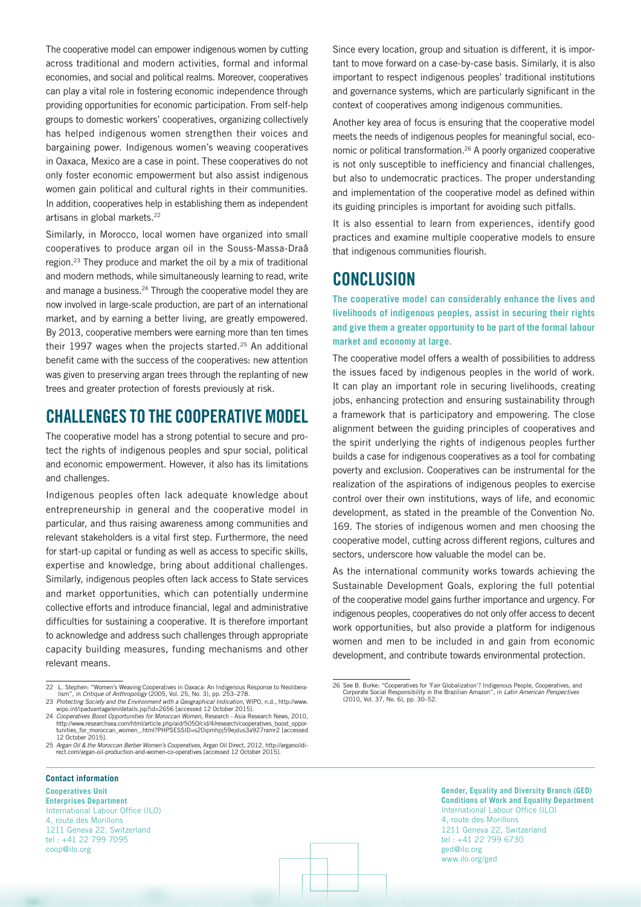The cooperative model can empower indigenous women by cutting across traditional and modern activities, formal and informal economies, and social and political realms. Moreover, cooperatives can play a vital role in fostering economic independence through providing opportunities for economic participation. From self-help groups to domestic workers' cooperatives, organizing collectively has helped indigenous women strengthen their voices and bargaining power. Indigenous women's weaving cooperatives in Oaxaca, Mexico are a case in point. These cooperatives do not only foster economic empowerment but also assist indigenous women gain political and cultural rights in their communities. In addition, cooperatives help in establishing them as independent artisans in global markets.[22]

Similarly, in Morocco, local women have organized into small cooperatives to produce argan oil in the Souss-Massa-Draâ region.[23] They produce and market the oil by a mix of traditional and modern methods, while simultaneously learning to read, write and manage a business.[24] Through the cooperative model they are now involved in large-scale production, are part of an international market, and by earning a better living, are greatly empowered. By 2013, cooperative members were earning more than ten times their 1997 wages when the projects started.[25] An additional benefit came with the success of the cooperatives: new attention was given to preserving argan trees through the replanting of new trees and greater protection of forests previously at risk.

## CHALLENGES TO THE COOPERATIVE MODEL

The cooperative model has a strong potential to secure and protect the rights of indigenous peoples and spur social, political and economic empowerment. However, it also has its limitations and challenges.

Indigenous peoples often lack adequate knowledge about entrepreneurship in general and the cooperative model in particular, and thus raising awareness among communities and relevant stakeholders is a vital first step. Furthermore, the need for start-up capital or funding as well as access to specific skills, expertise and knowledge, bring about additional challenges. Similarly, indigenous peoples often lack access to State services and market opportunities, which can potentially undermine collective efforts and introduce financial, legal and administrative difficulties for sustaining a cooperative. It is therefore important to acknowledge and address such challenges through appropriate capacity building measures, funding mechanisms and other relevant means.

Since every location, group and situation is different, it is important to move forward on a case-by-case basis. Similarly, it is also important to respect indigenous peoples' traditional institutions and governance systems, which are particularly significant in the context of cooperatives among indigenous communities.

Another key area of focus is ensuring that the cooperative model meets the needs of indigenous peoples for meaningful social, economic or political transformation.[26] A poorly organized cooperative is not only susceptible to inefficiency and financial challenges, but also to undemocratic practices. The proper understanding and implementation of the cooperative model as defined within its guiding principles is important for avoiding such pitfalls.

It is also essential to learn from experiences, identify good practices and examine multiple cooperative models to ensure that indigenous communities flourish.

## CONCLUSION

**The cooperative model can considerably enhance the lives and livelihoods of indigenous peoples, assist in securing their rights and give them a greater opportunity to be part of the formal labour market and economy at large.**

The cooperative model offers a wealth of possibilities to address the issues faced by indigenous peoples in the world of work. It can play an important role in securing livelihoods, creating jobs, enhancing protection and ensuring sustainability through a framework that is participatory and empowering. The close alignment between the guiding principles of cooperatives and the spirit underlying the rights of indigenous peoples further builds a case for indigenous cooperatives as a tool for combating poverty and exclusion. Cooperatives can be instrumental for the realization of the aspirations of indigenous peoples to exercise control over their own institutions, ways of life, and economic development, as stated in the preamble of the Convention No. 169. The stories of indigenous women and men choosing the cooperative model, cutting across different regions, cultures and sectors, underscore how valuable the model can be.

As the international community works towards achieving the Sustainable Development Goals, exploring the full potential of the cooperative model gains further importance and urgency. For indigenous peoples, cooperatives do not only offer access to decent work opportunities, but also provide a platform for indigenous women and men to be included in and gain from economic development, and contribute towards environmental protection.

---

22 L. Stephen: "Women's Weaving Cooperatives in Oaxaca: An Indigenous Response to Neoliberalism", in *Critique of Anthropology* (2005, Vol. 25, No. 3), pp. 253–278.

23 *Protecting Society and the Environment with a Geographical Indication*, WIPO, n.d., http://www.wipo.int/ipadvantage/en/details.jsp?id=2656 [accessed 12 October 2015].

24 *Cooperatives Boost Opportunities for Moroccan Women*, Research - Asia Research News, 2010, http://www.researchsea.com/html/article.php/aid/5050/cid/4/research/cooperatives_boost_opportunities_for_moroccan_women_.html?PHPSESSID=s20ipmhpj59ejdus3a927ramr2 [accessed 12 October 2015].

25 *Argan Oil & the Moroccan Berber Women's Cooperatives*, Argan Oil Direct, 2012, http://arganoildirect.com/argan-oil-production-and-women-co-operatives [accessed 12 October 2015].

26 See B. Burke: "Cooperatives for 'Fair Globalization'? Indigenous People, Cooperatives, and Corporate Social Responsibility in the Brazilian Amazon", in *Latin American Perspectives* (2010, Vol. 37, No. 6), pp. 30–52.

---

**Contact information**

**Cooperatives Unit**
**Enterprises Department**
International Labour Office (ILO)
4, route des Morillons
1211 Geneva 22, Switzerland
tel : +41 22 799 7095
coop@ilo.org

**Gender, Equality and Diversity Branch (GED)**
**Conditions of Work and Equality Department**
International Labour Office (ILO)
4, route des Morillons
1211 Geneva 22, Switzerland
tel : +41 22 799 6730
ged@ilo.org
www.ilo.org/ged